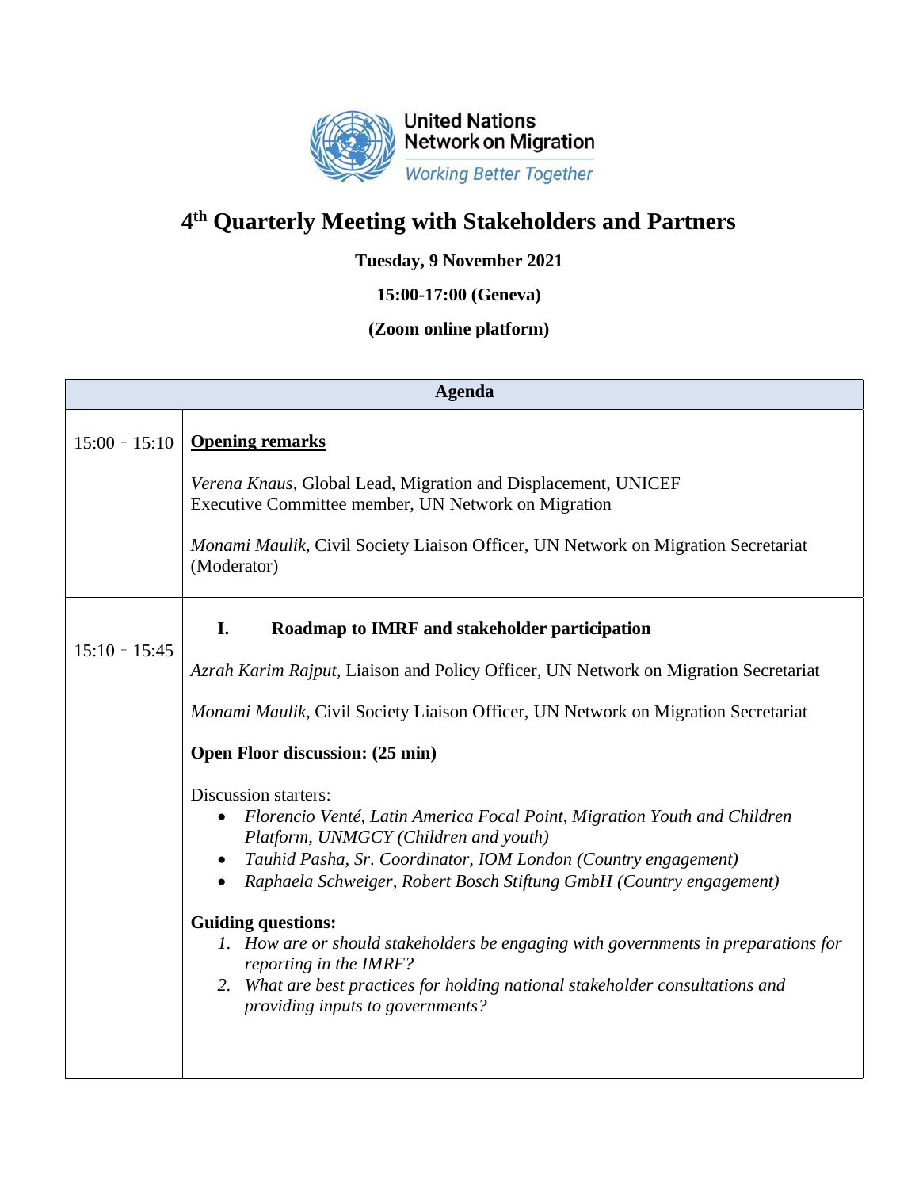United Nations
Network on Migration
*Working Better Together*

# 4th Quarterly Meeting with Stakeholders and Partners

**Tuesday, 9 November 2021**

**15:00-17:00 (Geneva)**

**(Zoom online platform)**

| Agenda | |
|---|---|
| 15:00 – 15:10 | **<u>Opening remarks</u>**<br><br>*Verena Knaus*, Global Lead, Migration and Displacement, UNICEF<br>Executive Committee member, UN Network on Migration<br><br>*Monami Maulik*, Civil Society Liaison Officer, UN Network on Migration Secretariat (Moderator) |
| 15:10 – 15:45 | **I. Roadmap to IMRF and stakeholder participation**<br><br>*Azrah Karim Rajput*, Liaison and Policy Officer, UN Network on Migration Secretariat<br><br>*Monami Maulik*, Civil Society Liaison Officer, UN Network on Migration Secretariat<br><br>**Open Floor discussion: (25 min)**<br><br>Discussion starters:<br>• *Florencio Venté, Latin America Focal Point, Migration Youth and Children Platform, UNMGCY (Children and youth)*<br>• *Tauhid Pasha, Sr. Coordinator, IOM London (Country engagement)*<br>• *Raphaela Schweiger, Robert Bosch Stiftung GmbH (Country engagement)*<br><br>**Guiding questions:**<br>1. *How are or should stakeholders be engaging with governments in preparations for reporting in the IMRF?*<br>2. *What are best practices for holding national stakeholder consultations and providing inputs to governments?* |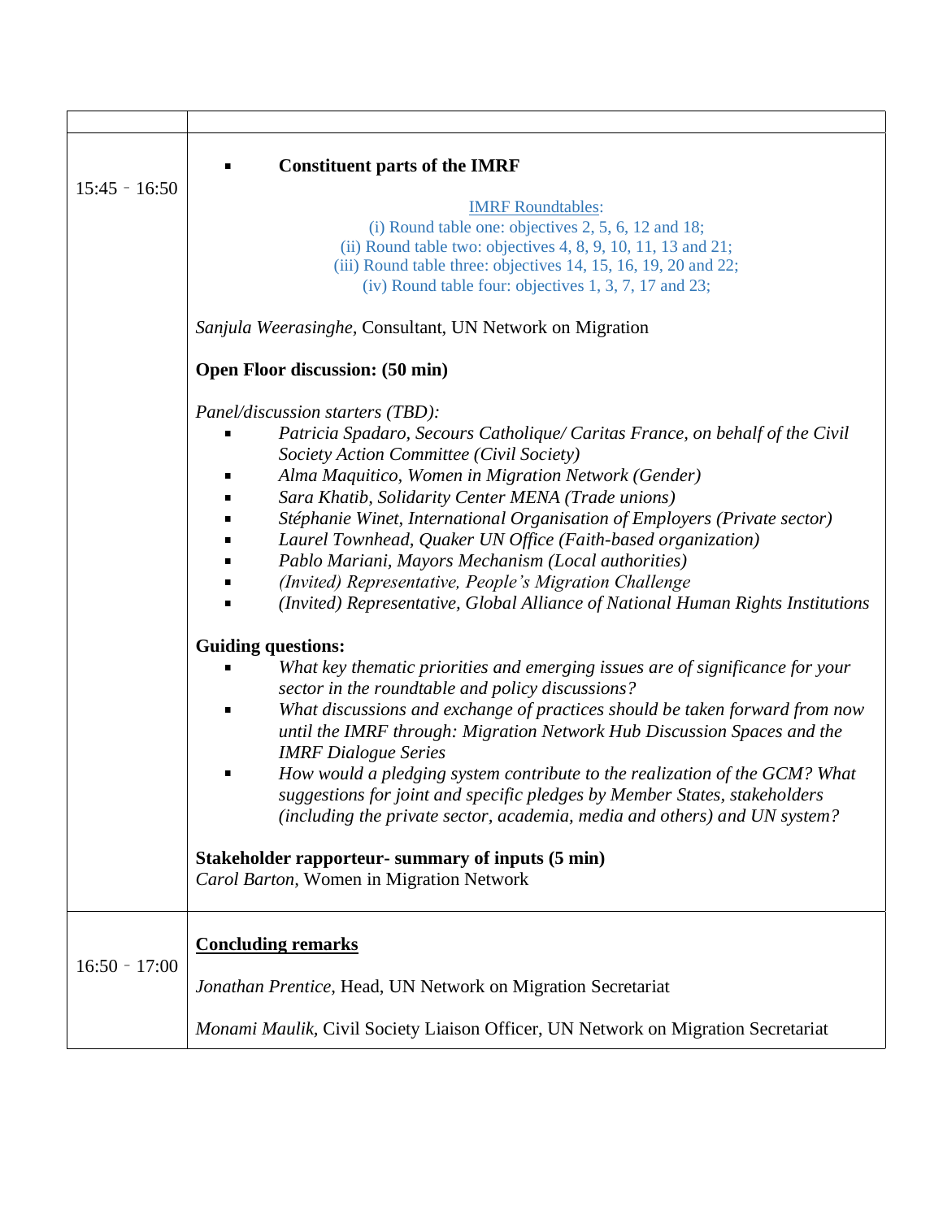| | |
|---|---|
| 15:45 – 16:50 | ▪ **Constituent parts of the IMRF**<br><br>IMRF Roundtables:<br>(i) Round table one: objectives 2, 5, 6, 12 and 18;<br>(ii) Round table two: objectives 4, 8, 9, 10, 11, 13 and 21;<br>(iii) Round table three: objectives 14, 15, 16, 19, 20 and 22;<br>(iv) Round table four: objectives 1, 3, 7, 17 and 23;<br><br>*Sanjula Weerasinghe,* Consultant, UN Network on Migration<br><br>**Open Floor discussion: (50 min)**<br><br>*Panel/discussion starters (TBD):*<br>▪ *Patricia Spadaro, Secours Catholique/ Caritas France, on behalf of the Civil Society Action Committee (Civil Society)*<br>▪ *Alma Maquitico, Women in Migration Network (Gender)*<br>▪ *Sara Khatib, Solidarity Center MENA (Trade unions)*<br>▪ *Stéphanie Winet, International Organisation of Employers (Private sector)*<br>▪ *Laurel Townhead, Quaker UN Office (Faith-based organization)*<br>▪ *Pablo Mariani, Mayors Mechanism (Local authorities)*<br>▪ *(Invited) Representative, People's Migration Challenge*<br>▪ *(Invited) Representative, Global Alliance of National Human Rights Institutions*<br><br>**Guiding questions:**<br>▪ *What key thematic priorities and emerging issues are of significance for your sector in the roundtable and policy discussions?*<br>▪ *What discussions and exchange of practices should be taken forward from now until the IMRF through: Migration Network Hub Discussion Spaces and the IMRF Dialogue Series*<br>▪ *How would a pledging system contribute to the realization of the GCM? What suggestions for joint and specific pledges by Member States, stakeholders (including the private sector, academia, media and others) and UN system?*<br><br>**Stakeholder rapporteur- summary of inputs (5 min)**<br>*Carol Barton,* Women in Migration Network |
| 16:50 – 17:00 | **Concluding remarks**<br><br>*Jonathan Prentice*, Head, UN Network on Migration Secretariat<br><br>*Monami Maulik*, Civil Society Liaison Officer, UN Network on Migration Secretariat |